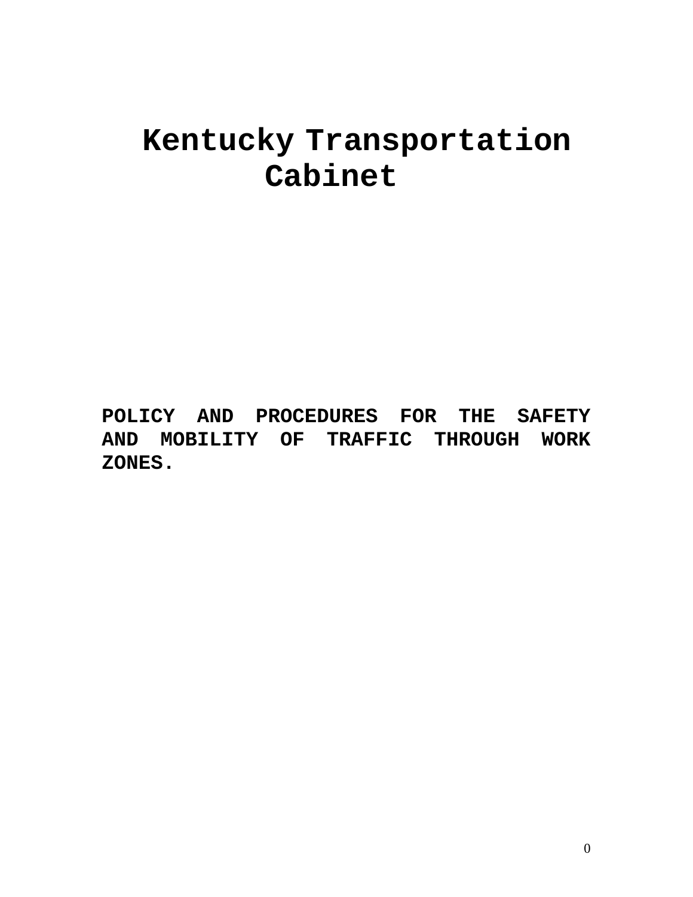# Kentucky Transportation Cabinet

**POLICY AND PROCEDURES FOR THE SAFETY AND MOBILITY OF TRAFFIC THROUGH WORK ZONES.**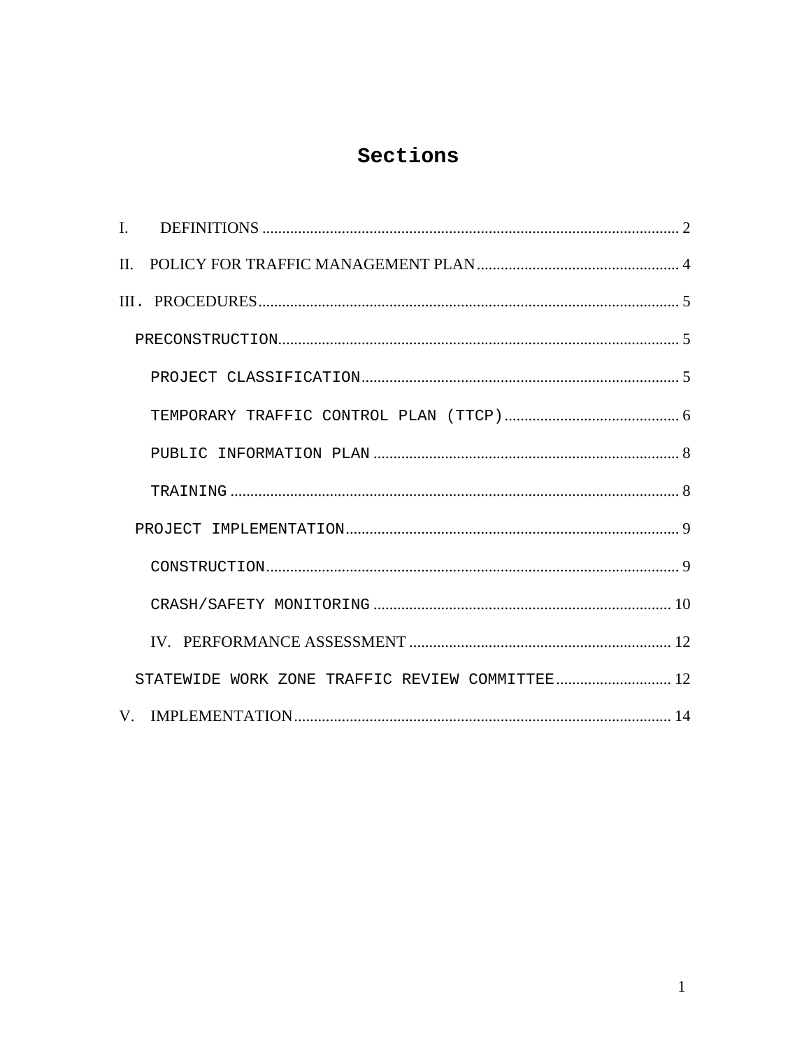# Sections

I. DEFINITIONS ........................................................................................................ 2

II. POLICY FOR TRAFFIC MANAGEMENT PLAN................................................... 4

III. PROCEDURES......................................................................................................... 5

- PRECONSTRUCTION..................................................................................................... 5
  - PROJECT CLASSIFICATION................................................................................ 5
  - TEMPORARY TRAFFIC CONTROL PLAN (TTCP)............................................ 6
  - PUBLIC INFORMATION PLAN ............................................................................. 8
  - TRAINING ................................................................................................................ 8
- PROJECT IMPLEMENTATION................................................................................... 9
  - CONSTRUCTION....................................................................................................... 9
  - CRASH/SAFETY MONITORING .......................................................................... 10
  - IV. PERFORMANCE ASSESSMENT .................................................................. 12
- STATEWIDE WORK ZONE TRAFFIC REVIEW COMMITTEE............................. 12

V. IMPLEMENTATION.............................................................................................. 14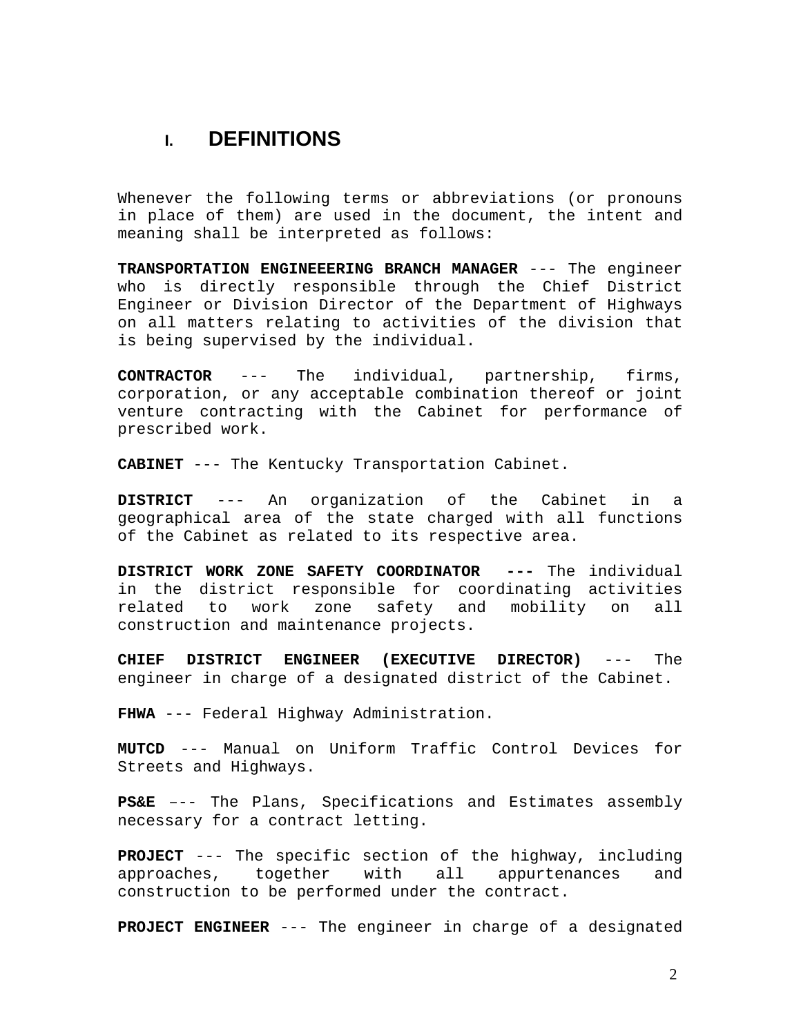# I. DEFINITIONS

Whenever the following terms or abbreviations (or pronouns in place of them) are used in the document, the intent and meaning shall be interpreted as follows:

**TRANSPORTATION ENGINEEERING BRANCH MANAGER** --- The engineer who is directly responsible through the Chief District Engineer or Division Director of the Department of Highways on all matters relating to activities of the division that is being supervised by the individual.

**CONTRACTOR** --- The individual, partnership, firms, corporation, or any acceptable combination thereof or joint venture contracting with the Cabinet for performance of prescribed work.

**CABINET** --- The Kentucky Transportation Cabinet.

**DISTRICT** --- An organization of the Cabinet in a geographical area of the state charged with all functions of the Cabinet as related to its respective area.

**DISTRICT WORK ZONE SAFETY COORDINATOR ---** The individual in the district responsible for coordinating activities related to work zone safety and mobility on all construction and maintenance projects.

**CHIEF DISTRICT ENGINEER (EXECUTIVE DIRECTOR)** --- The engineer in charge of a designated district of the Cabinet.

**FHWA** --- Federal Highway Administration.

**MUTCD** --- Manual on Uniform Traffic Control Devices for Streets and Highways.

**PS&E** –-- The Plans, Specifications and Estimates assembly necessary for a contract letting.

**PROJECT** --- The specific section of the highway, including approaches, together with all appurtenances and construction to be performed under the contract.

**PROJECT ENGINEER** --- The engineer in charge of a designated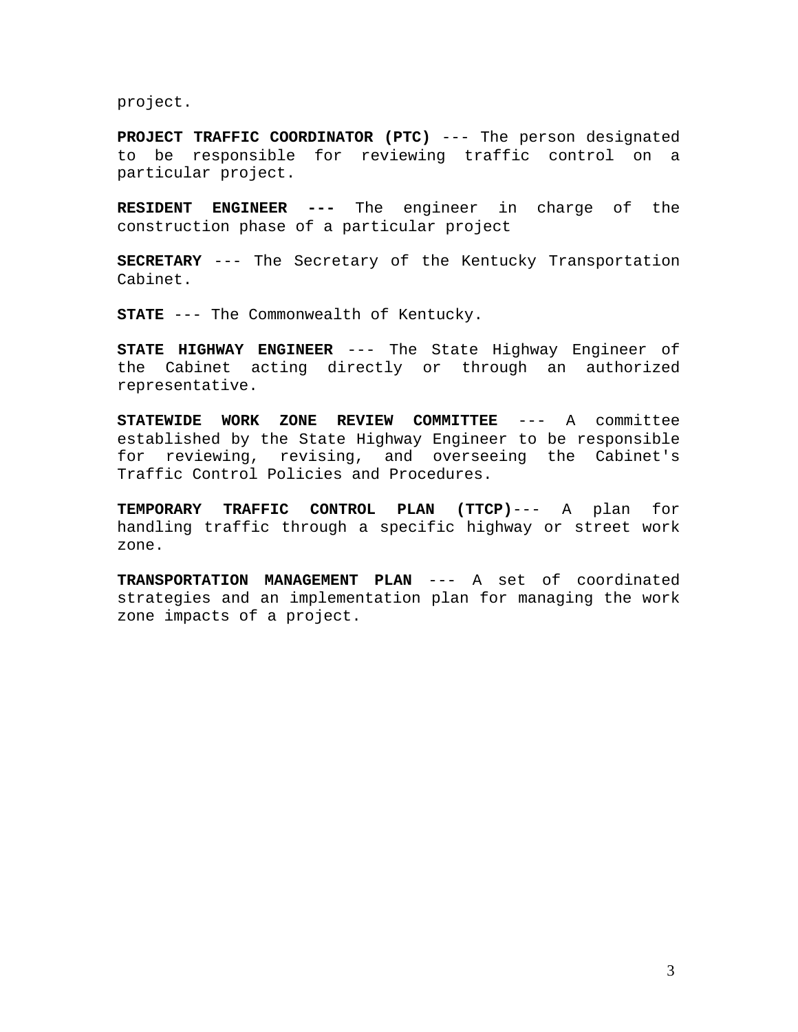project.

**PROJECT TRAFFIC COORDINATOR (PTC)** --- The person designated to be responsible for reviewing traffic control on a particular project.

**RESIDENT ENGINEER ---** The engineer in charge of the construction phase of a particular project

**SECRETARY** --- The Secretary of the Kentucky Transportation Cabinet.

**STATE** --- The Commonwealth of Kentucky.

**STATE HIGHWAY ENGINEER** --- The State Highway Engineer of the Cabinet acting directly or through an authorized representative.

**STATEWIDE WORK ZONE REVIEW COMMITTEE** --- A committee established by the State Highway Engineer to be responsible for reviewing, revising, and overseeing the Cabinet's Traffic Control Policies and Procedures.

**TEMPORARY TRAFFIC CONTROL PLAN (TTCP)**--- A plan for handling traffic through a specific highway or street work zone.

**TRANSPORTATION MANAGEMENT PLAN** --- A set of coordinated strategies and an implementation plan for managing the work zone impacts of a project.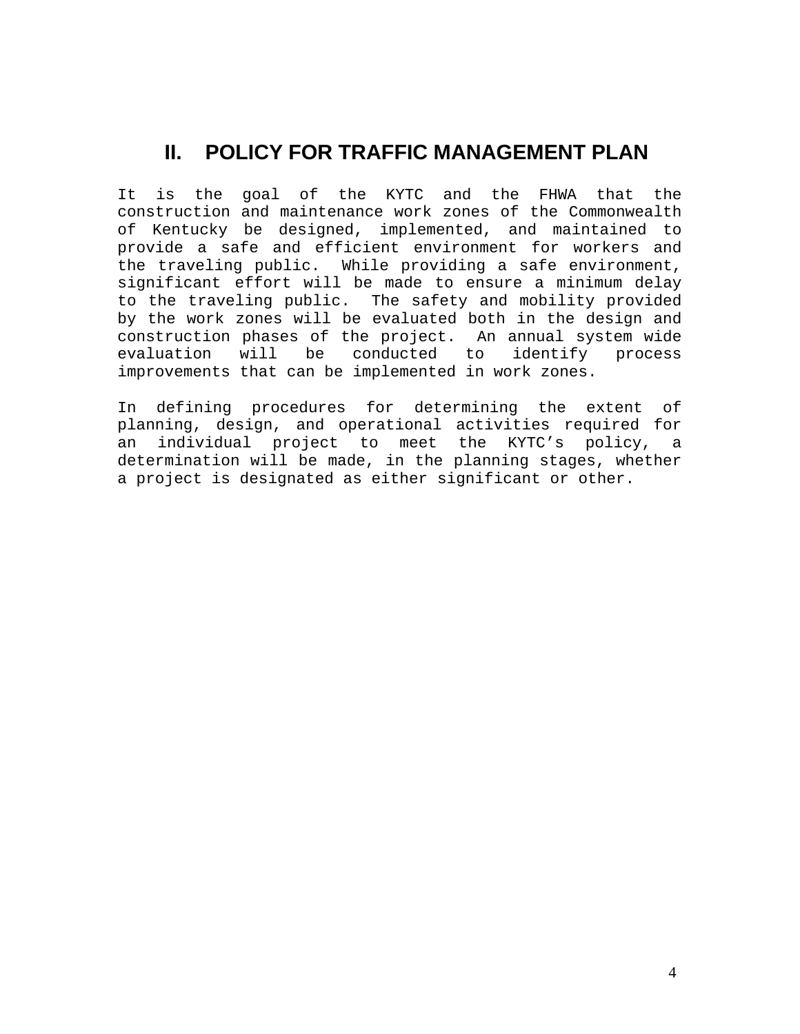# II. POLICY FOR TRAFFIC MANAGEMENT PLAN

It is the goal of the KYTC and the FHWA that the construction and maintenance work zones of the Commonwealth of Kentucky be designed, implemented, and maintained to provide a safe and efficient environment for workers and the traveling public. While providing a safe environment, significant effort will be made to ensure a minimum delay to the traveling public. The safety and mobility provided by the work zones will be evaluated both in the design and construction phases of the project. An annual system wide evaluation will be conducted to identify process improvements that can be implemented in work zones.

In defining procedures for determining the extent of planning, design, and operational activities required for an individual project to meet the KYTC's policy, a determination will be made, in the planning stages, whether a project is designated as either significant or other.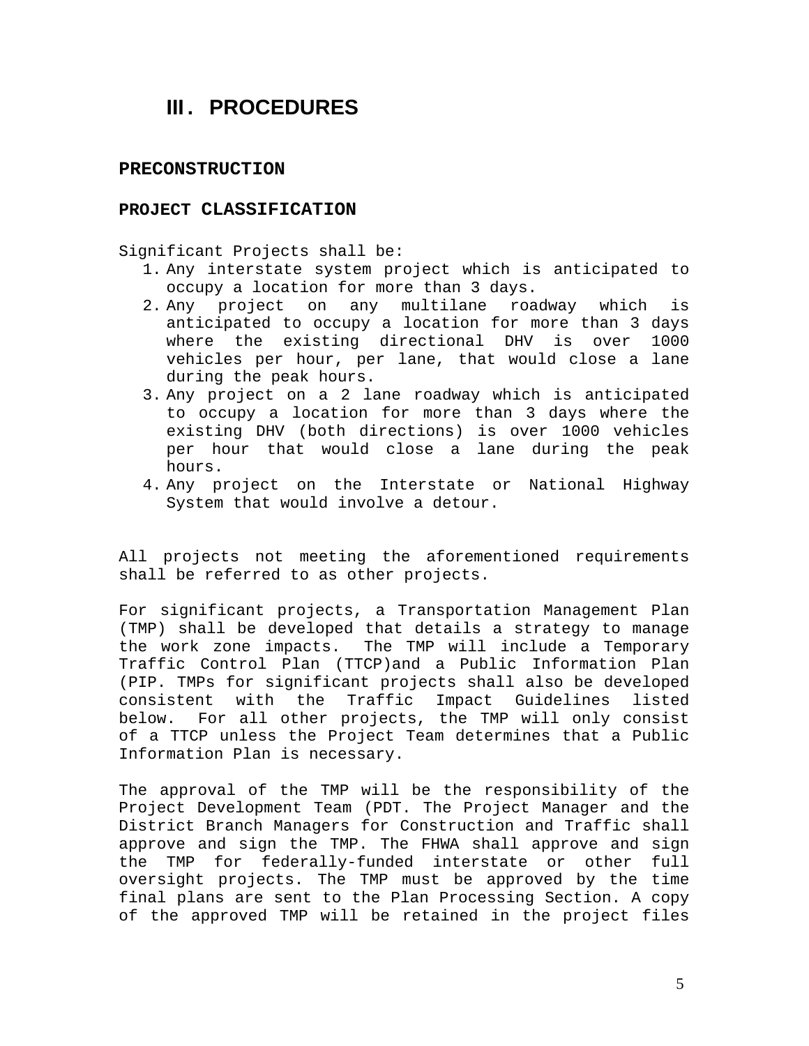# III. PROCEDURES

## PRECONSTRUCTION

### PROJECT CLASSIFICATION

Significant Projects shall be:

1. Any interstate system project which is anticipated to occupy a location for more than 3 days.
2. Any project on any multilane roadway which is anticipated to occupy a location for more than 3 days where the existing directional DHV is over 1000 vehicles per hour, per lane, that would close a lane during the peak hours.
3. Any project on a 2 lane roadway which is anticipated to occupy a location for more than 3 days where the existing DHV (both directions) is over 1000 vehicles per hour that would close a lane during the peak hours.
4. Any project on the Interstate or National Highway System that would involve a detour.

All projects not meeting the aforementioned requirements shall be referred to as other projects.

For significant projects, a Transportation Management Plan (TMP) shall be developed that details a strategy to manage the work zone impacts. The TMP will include a Temporary Traffic Control Plan (TTCP)and a Public Information Plan (PIP. TMPs for significant projects shall also be developed consistent with the Traffic Impact Guidelines listed below. For all other projects, the TMP will only consist of a TTCP unless the Project Team determines that a Public Information Plan is necessary.

The approval of the TMP will be the responsibility of the Project Development Team (PDT. The Project Manager and the District Branch Managers for Construction and Traffic shall approve and sign the TMP. The FHWA shall approve and sign the TMP for federally-funded interstate or other full oversight projects. The TMP must be approved by the time final plans are sent to the Plan Processing Section. A copy of the approved TMP will be retained in the project files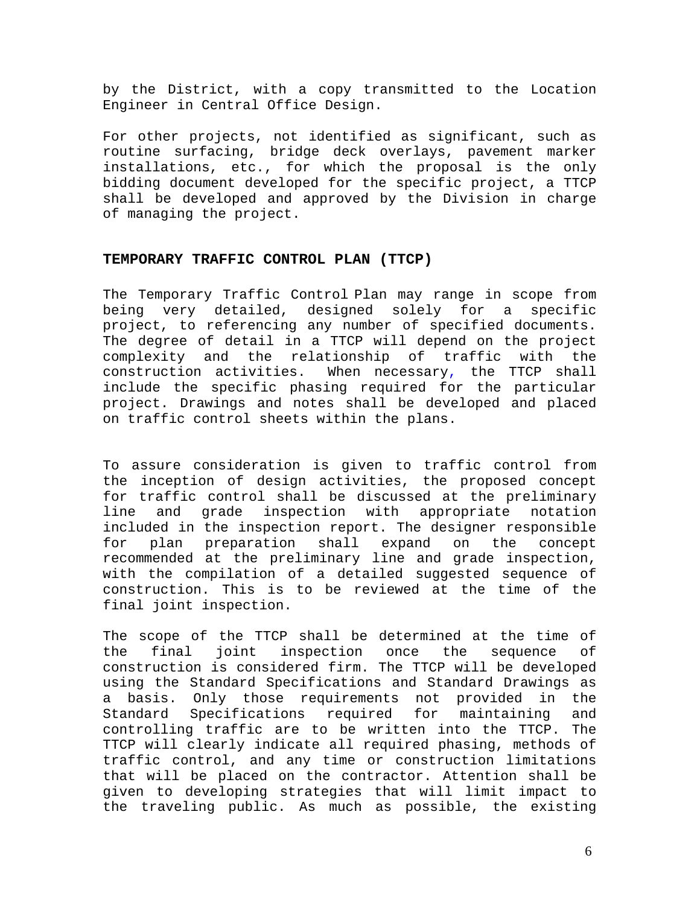by the District, with a copy transmitted to the Location Engineer in Central Office Design.

For other projects, not identified as significant, such as routine surfacing, bridge deck overlays, pavement marker installations, etc., for which the proposal is the only bidding document developed for the specific project, a TTCP shall be developed and approved by the Division in charge of managing the project.

## TEMPORARY TRAFFIC CONTROL PLAN (TTCP)

The Temporary Traffic Control Plan may range in scope from being very detailed, designed solely for a specific project, to referencing any number of specified documents. The degree of detail in a TTCP will depend on the project complexity and the relationship of traffic with the construction activities. When necessary, the TTCP shall include the specific phasing required for the particular project. Drawings and notes shall be developed and placed on traffic control sheets within the plans.

To assure consideration is given to traffic control from the inception of design activities, the proposed concept for traffic control shall be discussed at the preliminary line and grade inspection with appropriate notation included in the inspection report. The designer responsible for plan preparation shall expand on the concept recommended at the preliminary line and grade inspection, with the compilation of a detailed suggested sequence of construction. This is to be reviewed at the time of the final joint inspection.

The scope of the TTCP shall be determined at the time of the final joint inspection once the sequence of construction is considered firm. The TTCP will be developed using the Standard Specifications and Standard Drawings as a basis. Only those requirements not provided in the Standard Specifications required for maintaining and controlling traffic are to be written into the TTCP. The TTCP will clearly indicate all required phasing, methods of traffic control, and any time or construction limitations that will be placed on the contractor. Attention shall be given to developing strategies that will limit impact to the traveling public. As much as possible, the existing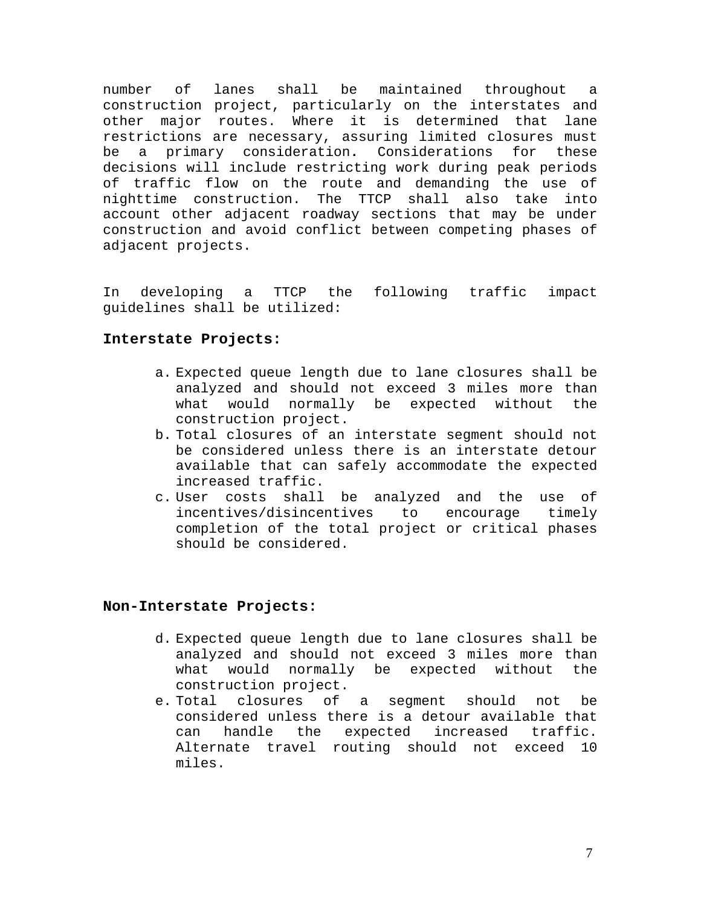number of lanes shall be maintained throughout a construction project, particularly on the interstates and other major routes. Where it is determined that lane restrictions are necessary, assuring limited closures must be a primary consideration. Considerations for these decisions will include restricting work during peak periods of traffic flow on the route and demanding the use of nighttime construction. The TTCP shall also take into account other adjacent roadway sections that may be under construction and avoid conflict between competing phases of adjacent projects.

In developing a TTCP the following traffic impact guidelines shall be utilized:

**Interstate Projects:**

a. Expected queue length due to lane closures shall be analyzed and should not exceed 3 miles more than what would normally be expected without the construction project.
b. Total closures of an interstate segment should not be considered unless there is an interstate detour available that can safely accommodate the expected increased traffic.
c. User costs shall be analyzed and the use of incentives/disincentives to encourage timely completion of the total project or critical phases should be considered.

**Non-Interstate Projects:**

d. Expected queue length due to lane closures shall be analyzed and should not exceed 3 miles more than what would normally be expected without the construction project.
e. Total closures of a segment should not be considered unless there is a detour available that can handle the expected increased traffic. Alternate travel routing should not exceed 10 miles.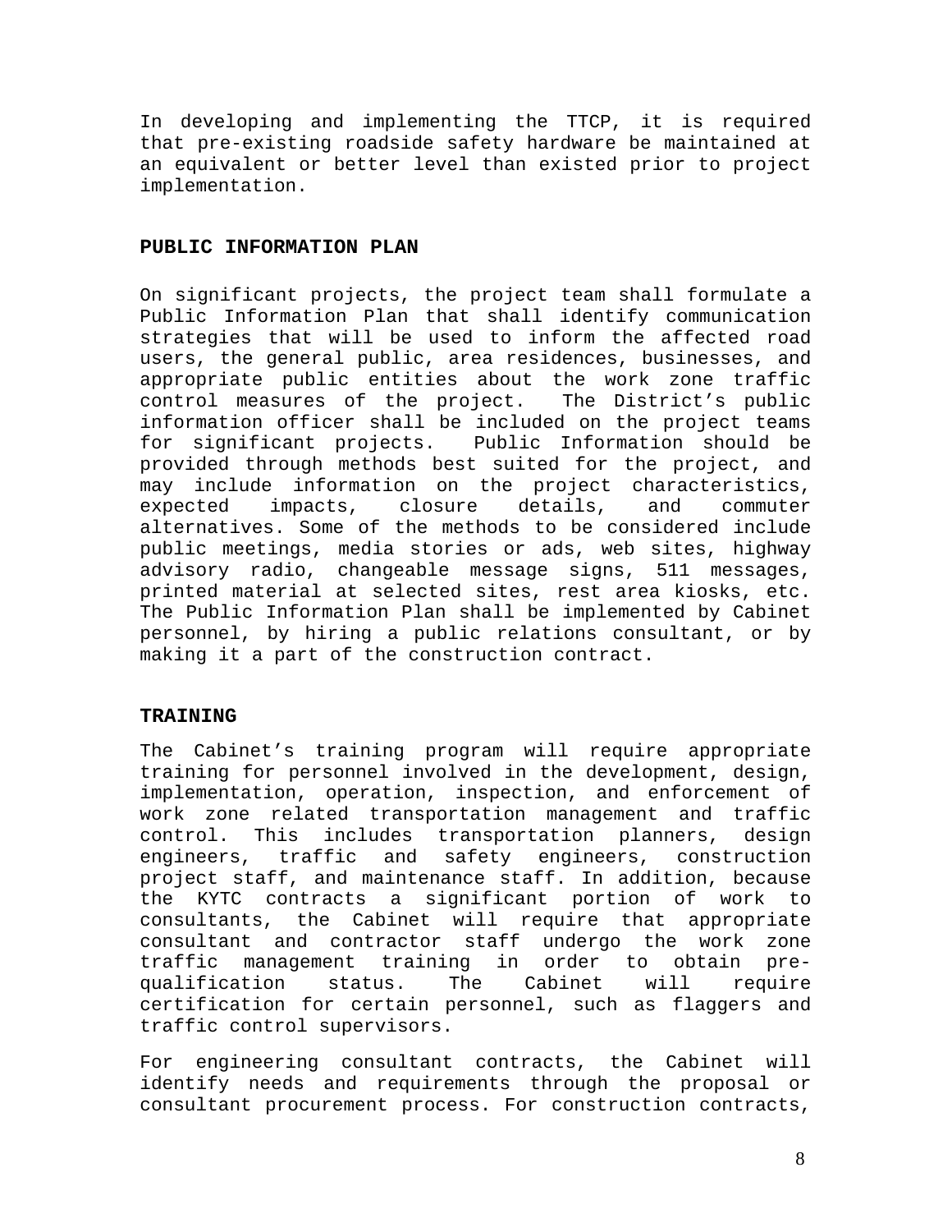In developing and implementing the TTCP, it is required that pre-existing roadside safety hardware be maintained at an equivalent or better level than existed prior to project implementation.

## PUBLIC INFORMATION PLAN

On significant projects, the project team shall formulate a Public Information Plan that shall identify communication strategies that will be used to inform the affected road users, the general public, area residences, businesses, and appropriate public entities about the work zone traffic control measures of the project. The District's public information officer shall be included on the project teams for significant projects. Public Information should be provided through methods best suited for the project, and may include information on the project characteristics, expected impacts, closure details, and commuter alternatives. Some of the methods to be considered include public meetings, media stories or ads, web sites, highway advisory radio, changeable message signs, 511 messages, printed material at selected sites, rest area kiosks, etc. The Public Information Plan shall be implemented by Cabinet personnel, by hiring a public relations consultant, or by making it a part of the construction contract.

## TRAINING

The Cabinet's training program will require appropriate training for personnel involved in the development, design, implementation, operation, inspection, and enforcement of work zone related transportation management and traffic control. This includes transportation planners, design engineers, traffic and safety engineers, construction project staff, and maintenance staff. In addition, because the KYTC contracts a significant portion of work to consultants, the Cabinet will require that appropriate consultant and contractor staff undergo the work zone traffic management training in order to obtain pre-qualification status. The Cabinet will require certification for certain personnel, such as flaggers and traffic control supervisors.

For engineering consultant contracts, the Cabinet will identify needs and requirements through the proposal or consultant procurement process. For construction contracts,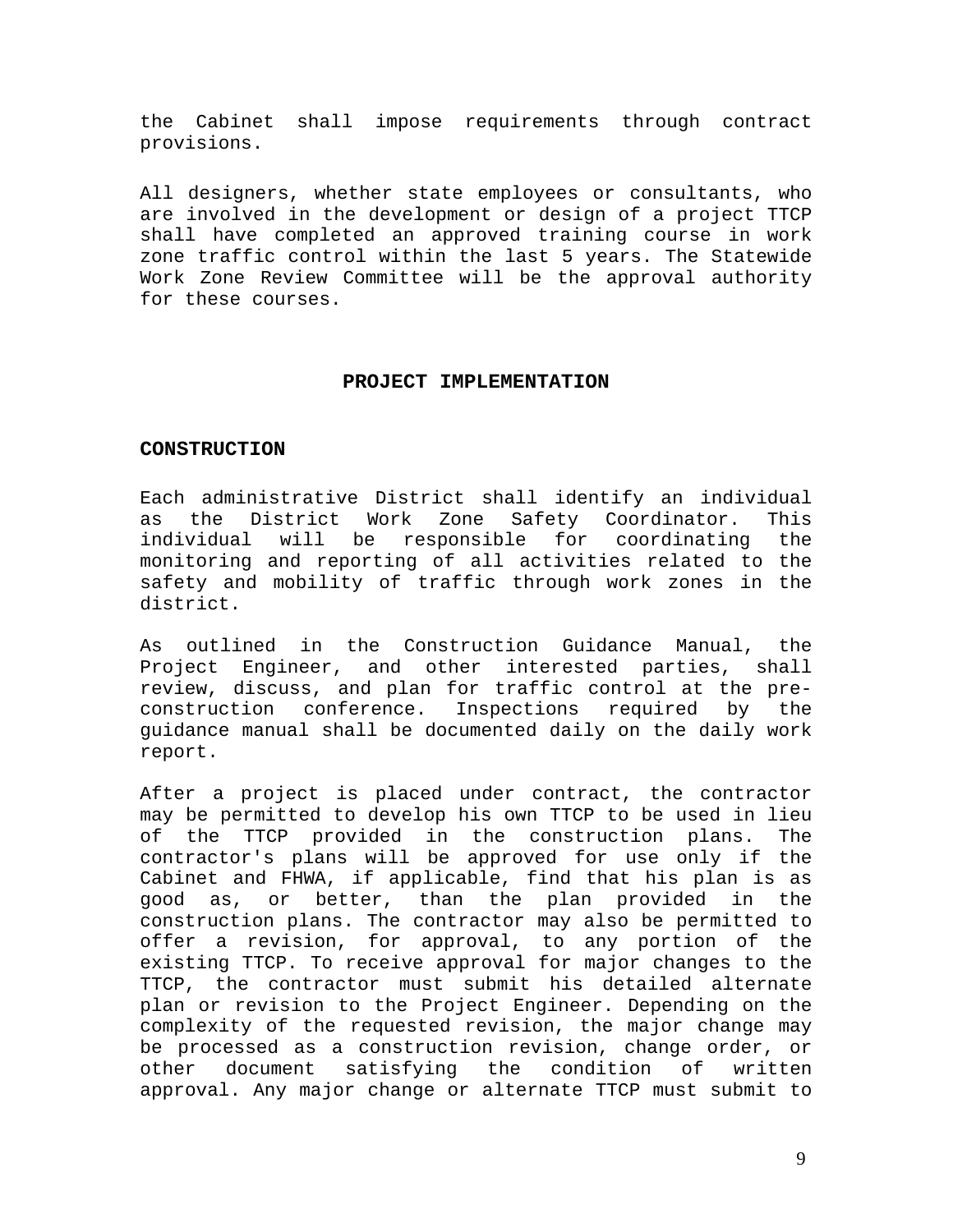the Cabinet shall impose requirements through contract provisions.

All designers, whether state employees or consultants, who are involved in the development or design of a project TTCP shall have completed an approved training course in work zone traffic control within the last 5 years. The Statewide Work Zone Review Committee will be the approval authority for these courses.

## PROJECT IMPLEMENTATION

### CONSTRUCTION

Each administrative District shall identify an individual as the District Work Zone Safety Coordinator. This individual will be responsible for coordinating the monitoring and reporting of all activities related to the safety and mobility of traffic through work zones in the district.

As outlined in the Construction Guidance Manual, the Project Engineer, and other interested parties, shall review, discuss, and plan for traffic control at the pre-construction conference. Inspections required by the guidance manual shall be documented daily on the daily work report.

After a project is placed under contract, the contractor may be permitted to develop his own TTCP to be used in lieu of the TTCP provided in the construction plans. The contractor's plans will be approved for use only if the Cabinet and FHWA, if applicable, find that his plan is as good as, or better, than the plan provided in the construction plans. The contractor may also be permitted to offer a revision, for approval, to any portion of the existing TTCP. To receive approval for major changes to the TTCP, the contractor must submit his detailed alternate plan or revision to the Project Engineer. Depending on the complexity of the requested revision, the major change may be processed as a construction revision, change order, or other document satisfying the condition of written approval. Any major change or alternate TTCP must submit to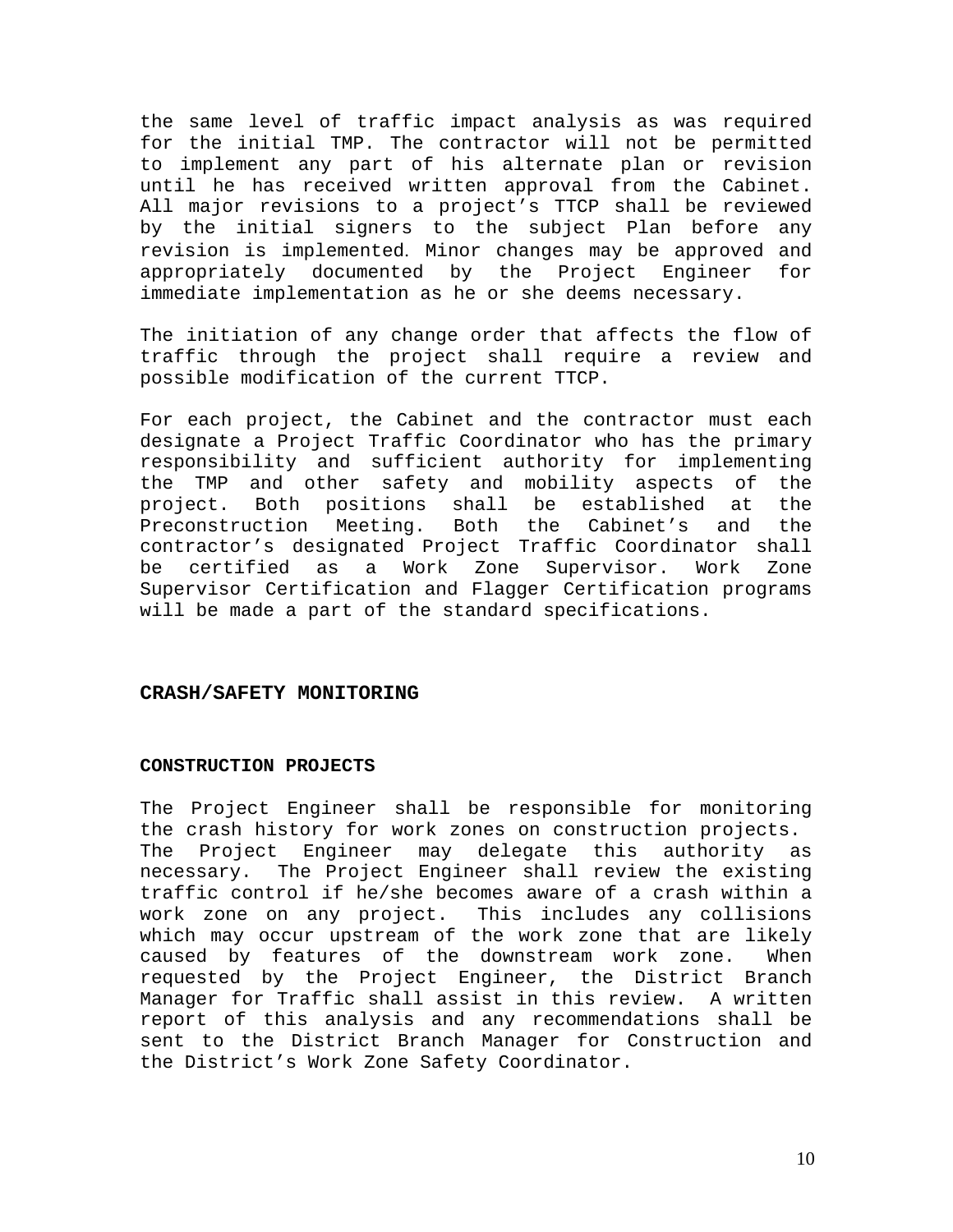the same level of traffic impact analysis as was required for the initial TMP. The contractor will not be permitted to implement any part of his alternate plan or revision until he has received written approval from the Cabinet. All major revisions to a project's TTCP shall be reviewed by the initial signers to the subject Plan before any revision is implemented. Minor changes may be approved and appropriately documented by the Project Engineer for immediate implementation as he or she deems necessary.

The initiation of any change order that affects the flow of traffic through the project shall require a review and possible modification of the current TTCP.

For each project, the Cabinet and the contractor must each designate a Project Traffic Coordinator who has the primary responsibility and sufficient authority for implementing the TMP and other safety and mobility aspects of the project. Both positions shall be established at the Preconstruction Meeting. Both the Cabinet's and the contractor's designated Project Traffic Coordinator shall be certified as a Work Zone Supervisor. Work Zone Supervisor Certification and Flagger Certification programs will be made a part of the standard specifications.

## CRASH/SAFETY MONITORING

### CONSTRUCTION PROJECTS

The Project Engineer shall be responsible for monitoring the crash history for work zones on construction projects. The Project Engineer may delegate this authority as necessary. The Project Engineer shall review the existing traffic control if he/she becomes aware of a crash within a work zone on any project. This includes any collisions which may occur upstream of the work zone that are likely caused by features of the downstream work zone. When requested by the Project Engineer, the District Branch Manager for Traffic shall assist in this review. A written report of this analysis and any recommendations shall be sent to the District Branch Manager for Construction and the District's Work Zone Safety Coordinator.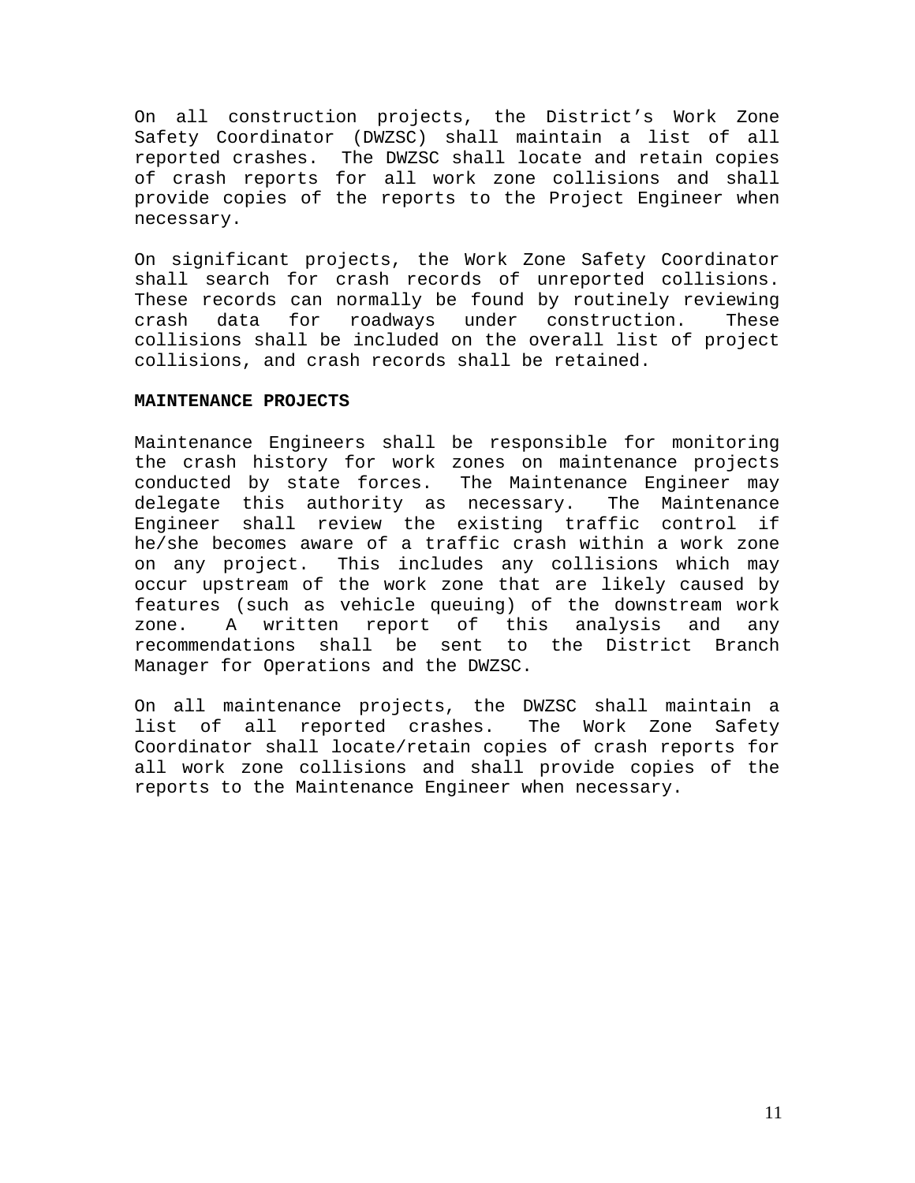On all construction projects, the District's Work Zone Safety Coordinator (DWZSC) shall maintain a list of all reported crashes. The DWZSC shall locate and retain copies of crash reports for all work zone collisions and shall provide copies of the reports to the Project Engineer when necessary.

On significant projects, the Work Zone Safety Coordinator shall search for crash records of unreported collisions. These records can normally be found by routinely reviewing crash data for roadways under construction. These collisions shall be included on the overall list of project collisions, and crash records shall be retained.

**MAINTENANCE PROJECTS**

Maintenance Engineers shall be responsible for monitoring the crash history for work zones on maintenance projects conducted by state forces. The Maintenance Engineer may delegate this authority as necessary. The Maintenance Engineer shall review the existing traffic control if he/she becomes aware of a traffic crash within a work zone on any project. This includes any collisions which may occur upstream of the work zone that are likely caused by features (such as vehicle queuing) of the downstream work zone. A written report of this analysis and any recommendations shall be sent to the District Branch Manager for Operations and the DWZSC.

On all maintenance projects, the DWZSC shall maintain a list of all reported crashes. The Work Zone Safety Coordinator shall locate/retain copies of crash reports for all work zone collisions and shall provide copies of the reports to the Maintenance Engineer when necessary.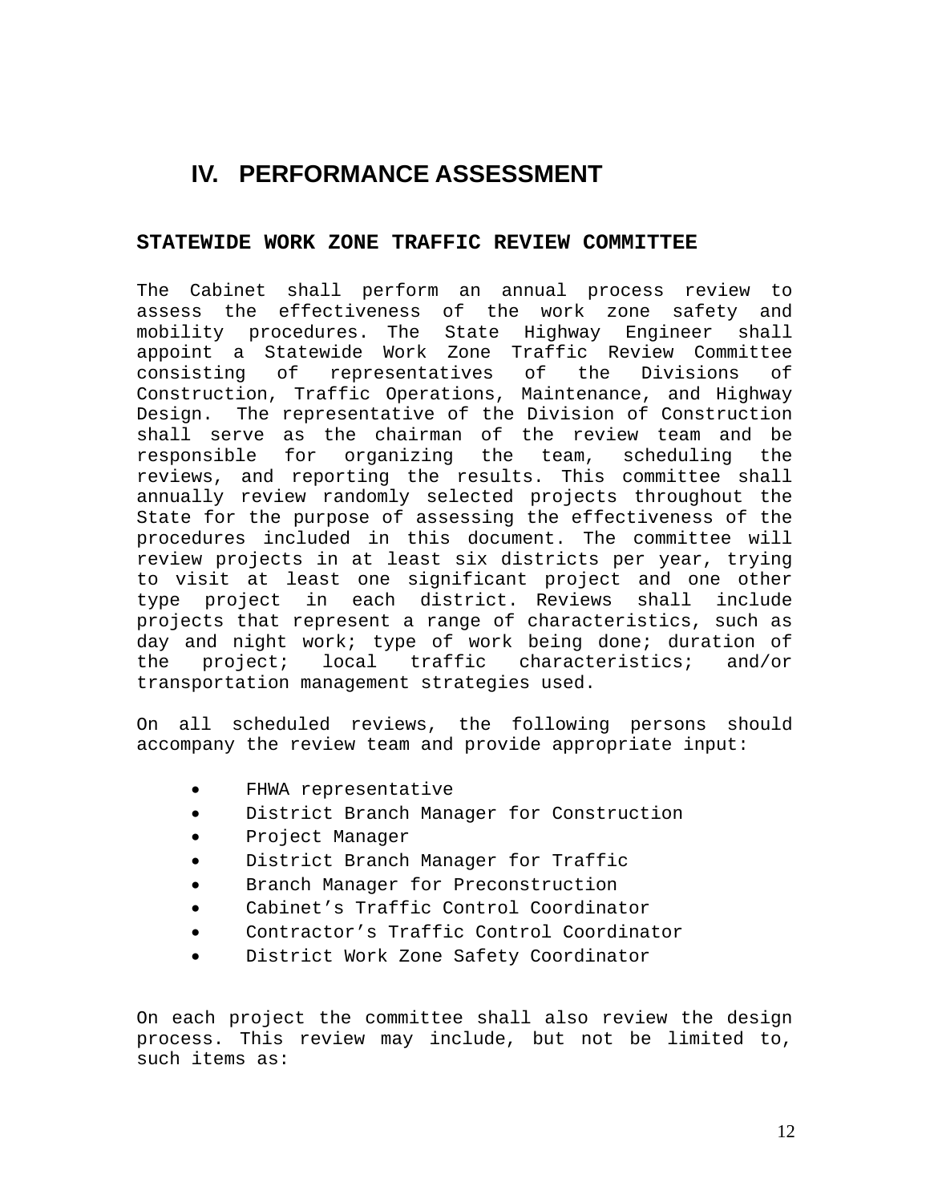# IV. PERFORMANCE ASSESSMENT

## STATEWIDE WORK ZONE TRAFFIC REVIEW COMMITTEE

The Cabinet shall perform an annual process review to assess the effectiveness of the work zone safety and mobility procedures. The State Highway Engineer shall appoint a Statewide Work Zone Traffic Review Committee consisting of representatives of the Divisions of Construction, Traffic Operations, Maintenance, and Highway Design. The representative of the Division of Construction shall serve as the chairman of the review team and be responsible for organizing the team, scheduling the reviews, and reporting the results. This committee shall annually review randomly selected projects throughout the State for the purpose of assessing the effectiveness of the procedures included in this document. The committee will review projects in at least six districts per year, trying to visit at least one significant project and one other type project in each district. Reviews shall include projects that represent a range of characteristics, such as day and night work; type of work being done; duration of the project; local traffic characteristics; and/or transportation management strategies used.

On all scheduled reviews, the following persons should accompany the review team and provide appropriate input:

- FHWA representative
- District Branch Manager for Construction
- Project Manager
- District Branch Manager for Traffic
- Branch Manager for Preconstruction
- Cabinet's Traffic Control Coordinator
- Contractor's Traffic Control Coordinator
- District Work Zone Safety Coordinator

On each project the committee shall also review the design process. This review may include, but not be limited to, such items as: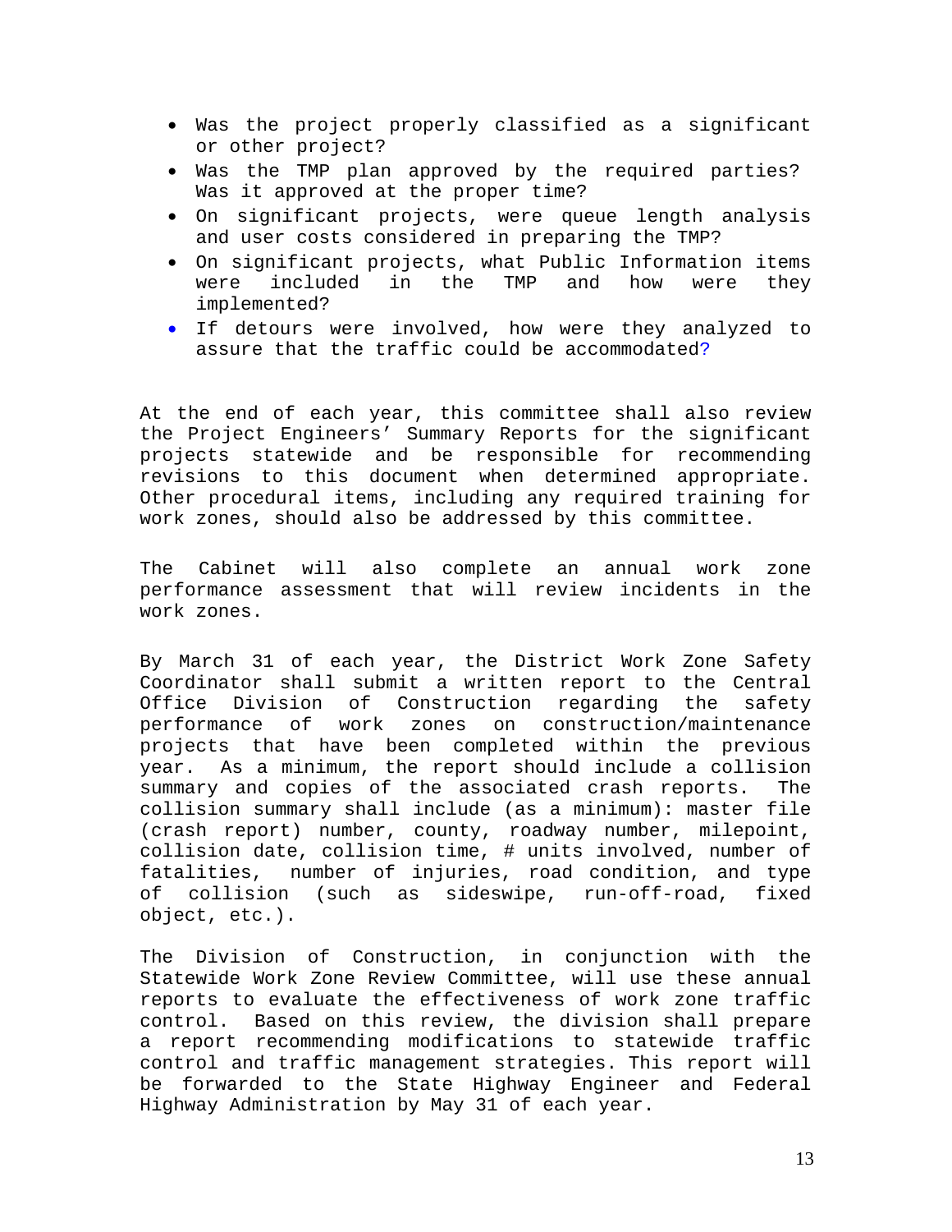- Was the project properly classified as a significant or other project?
- Was the TMP plan approved by the required parties? Was it approved at the proper time?
- On significant projects, were queue length analysis and user costs considered in preparing the TMP?
- On significant projects, what Public Information items were included in the TMP and how were they implemented?
- If detours were involved, how were they analyzed to assure that the traffic could be accommodated?

At the end of each year, this committee shall also review the Project Engineers' Summary Reports for the significant projects statewide and be responsible for recommending revisions to this document when determined appropriate. Other procedural items, including any required training for work zones, should also be addressed by this committee.

The Cabinet will also complete an annual work zone performance assessment that will review incidents in the work zones.

By March 31 of each year, the District Work Zone Safety Coordinator shall submit a written report to the Central Office Division of Construction regarding the safety performance of work zones on construction/maintenance projects that have been completed within the previous year. As a minimum, the report should include a collision summary and copies of the associated crash reports. The collision summary shall include (as a minimum): master file (crash report) number, county, roadway number, milepoint, collision date, collision time, # units involved, number of fatalities, number of injuries, road condition, and type of collision (such as sideswipe, run-off-road, fixed object, etc.).

The Division of Construction, in conjunction with the Statewide Work Zone Review Committee, will use these annual reports to evaluate the effectiveness of work zone traffic control. Based on this review, the division shall prepare a report recommending modifications to statewide traffic control and traffic management strategies. This report will be forwarded to the State Highway Engineer and Federal Highway Administration by May 31 of each year.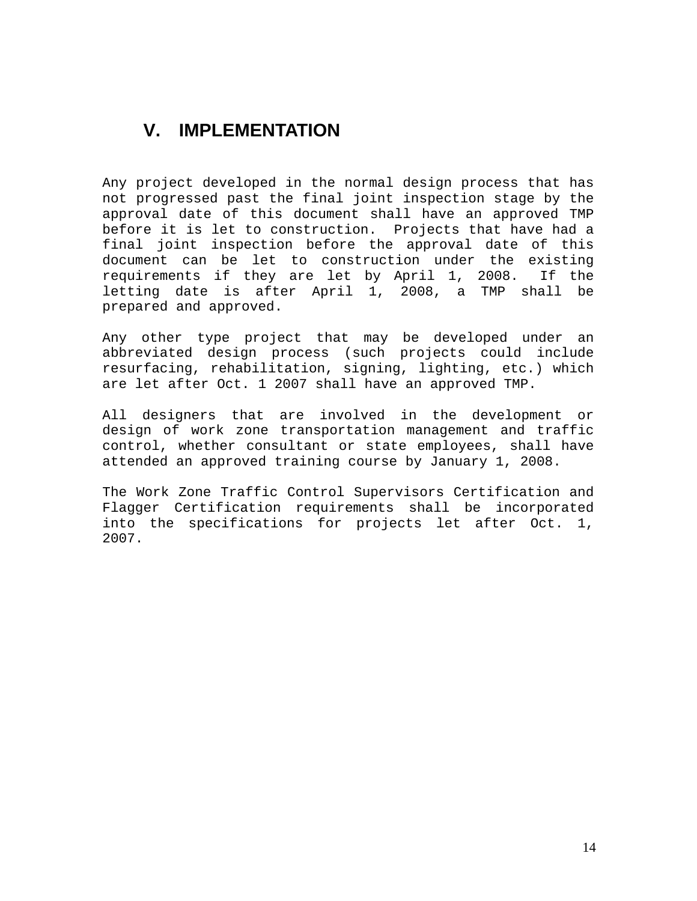# V. IMPLEMENTATION

Any project developed in the normal design process that has not progressed past the final joint inspection stage by the approval date of this document shall have an approved TMP before it is let to construction. Projects that have had a final joint inspection before the approval date of this document can be let to construction under the existing requirements if they are let by April 1, 2008. If the letting date is after April 1, 2008, a TMP shall be prepared and approved.

Any other type project that may be developed under an abbreviated design process (such projects could include resurfacing, rehabilitation, signing, lighting, etc.) which are let after Oct. 1 2007 shall have an approved TMP.

All designers that are involved in the development or design of work zone transportation management and traffic control, whether consultant or state employees, shall have attended an approved training course by January 1, 2008.

The Work Zone Traffic Control Supervisors Certification and Flagger Certification requirements shall be incorporated into the specifications for projects let after Oct. 1, 2007.